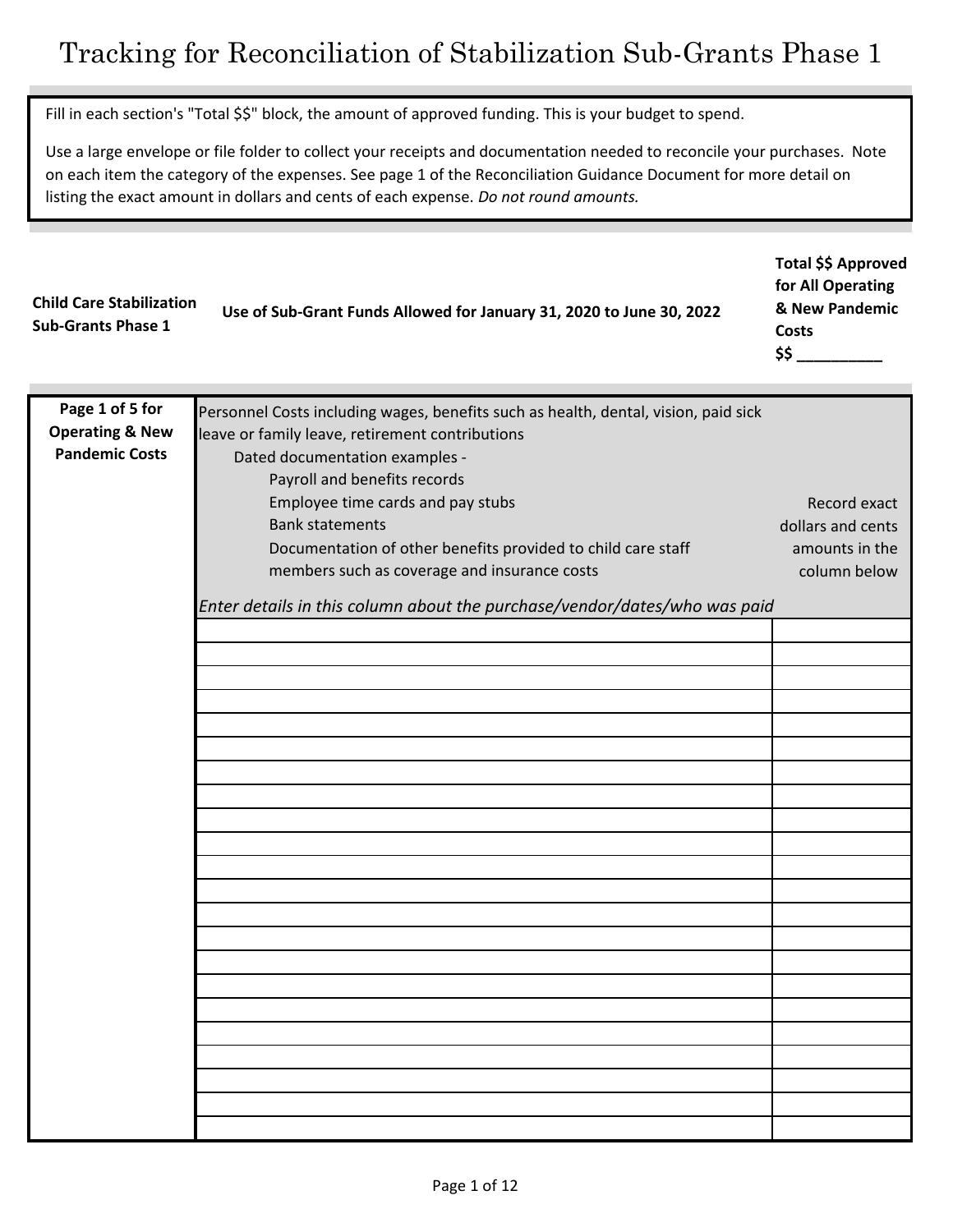# Tracking for Reconciliation of Stabilization Sub-Grants Phase 1

Fill in each section's "Total $$" block, the amount of approved funding. This is your budget to spend.

Use a large envelope or file folder to collect your receipts and documentation needed to reconcile your purchases. Note on each item the category of the expenses. See page 1 of the Reconciliation Guidance Document for more detail on listing the exact amount in dollars and cents of each expense. *Do not round amounts.*

| **Child Care Stabilization Sub-Grants Phase 1** | **Use of Sub-Grant Funds Allowed for January 31, 2020 to June 30, 2022** | **Total $$ Approved for All Operating & New Pandemic Costs $$ __________** |
|---|---|---|

| **Page 1 of 5 for Operating & New Pandemic Costs** | Personnel Costs including wages, benefits such as health, dental, vision, paid sick leave or family leave, retirement contributions<br>Dated documentation examples -<br>Payroll and benefits records<br>Employee time cards and pay stubs<br>Bank statements<br>Documentation of other benefits provided to child care staff members such as coverage and insurance costs<br>*Enter details in this column about the purchase/vendor/dates/who was paid* | Record exact dollars and cents amounts in the column below |
|---|---|---|
| | | |
| | | |
| | | |
| | | |
| | | |
| | | |
| | | |
| | | |
| | | |
| | | |
| | | |
| | | |
| | | |
| | | |
| | | |
| | | |
| | | |
| | | |
| | | |
| | | |
| | | |
| | | |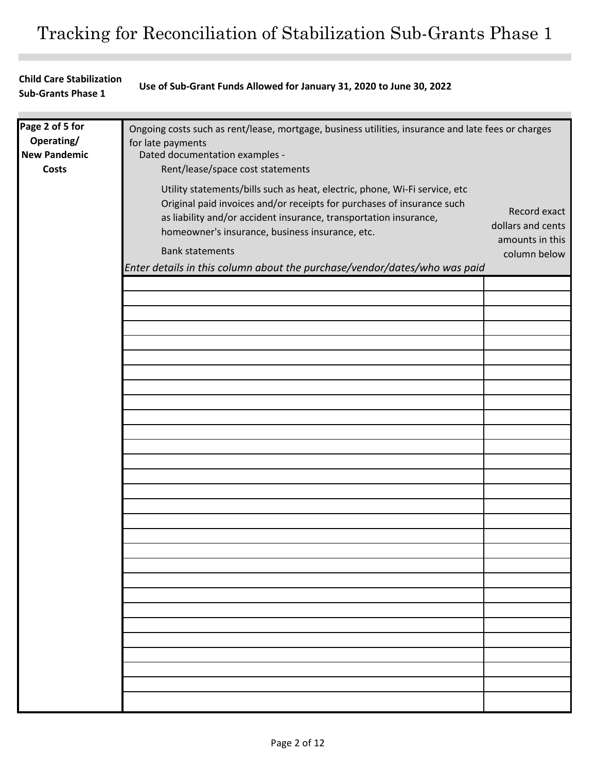# Tracking for Reconciliation of Stabilization Sub-Grants Phase 1

**Child Care Stabilization Sub-Grants Phase 1**

**Use of Sub-Grant Funds Allowed for January 31, 2020 to June 30, 2022**

| **Page 2 of 5 for Operating/ New Pandemic Costs** | Ongoing costs such as rent/lease, mortgage, business utilities, insurance and late fees or charges for late payments<br>Dated documentation examples -<br>Rent/lease/space cost statements<br>Utility statements/bills such as heat, electric, phone, Wi-Fi service, etc<br>Original paid invoices and/or receipts for purchases of insurance such as liability and/or accident insurance, transportation insurance, homeowner's insurance, business insurance, etc.<br>Bank statements<br>*Enter details in this column about the purchase/vendor/dates/who was paid* | Record exact dollars and cents amounts in this column below |
|---|---|---|
| | | |
| | | |
| | | |
| | | |
| | | |
| | | |
| | | |
| | | |
| | | |
| | | |
| | | |
| | | |
| | | |
| | | |
| | | |
| | | |
| | | |
| | | |
| | | |
| | | |
| | | |
| | | |
| | | |
| | | |
| | | |
| | | |
| | | |
| | | |
| | | |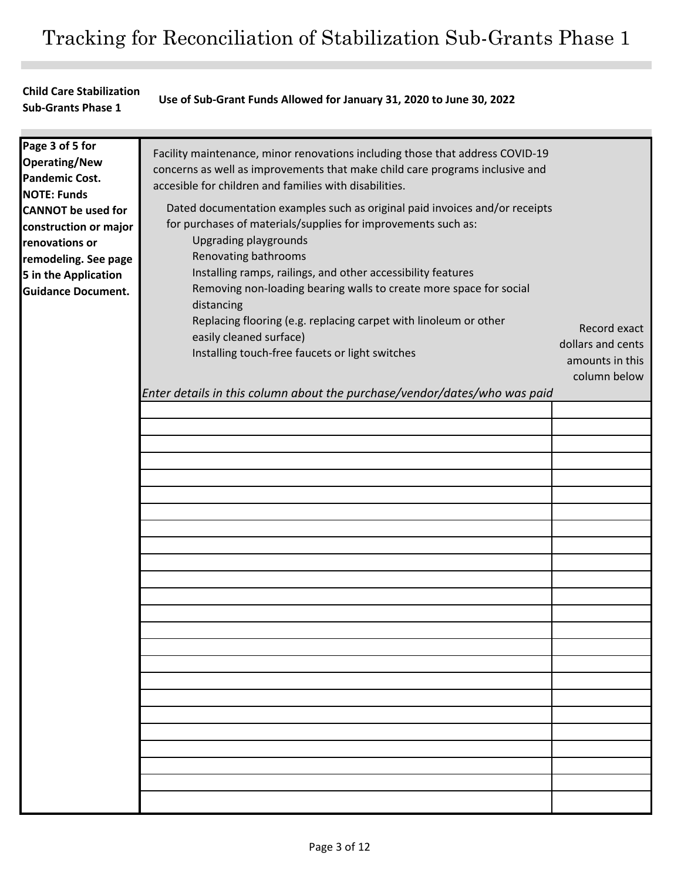# Tracking for Reconciliation of Stabilization Sub-Grants Phase 1

**Child Care Stabilization Sub-Grants Phase 1**

**Use of Sub-Grant Funds Allowed for January 31, 2020 to June 30, 2022**

| **Page 3 of 5 for Operating/New Pandemic Cost. NOTE: Funds CANNOT be used for construction or major renovations or remodeling. See page 5 in the Application Guidance Document.** | Facility maintenance, minor renovations including those that address COVID-19 concerns as well as improvements that make child care programs inclusive and accesible for children and families with disabilities.<br><br>Dated documentation examples such as original paid invoices and/or receipts for purchases of materials/supplies for improvements such as:<br>Upgrading playgrounds<br>Renovating bathrooms<br>Installing ramps, railings, and other accessibility features<br>Removing non-loading bearing walls to create more space for social distancing<br>Replacing flooring (e.g. replacing carpet with linoleum or other easily cleaned surface)<br>Installing touch-free faucets or light switches<br><br>*Enter details in this column about the purchase/vendor/dates/who was paid* | Record exact dollars and cents amounts in this column below |
|---|---|---|
| | | |
| | | |
| | | |
| | | |
| | | |
| | | |
| | | |
| | | |
| | | |
| | | |
| | | |
| | | |
| | | |
| | | |
| | | |
| | | |
| | | |
| | | |
| | | |
| | | |
| | | |
| | | |
| | | |
| | | |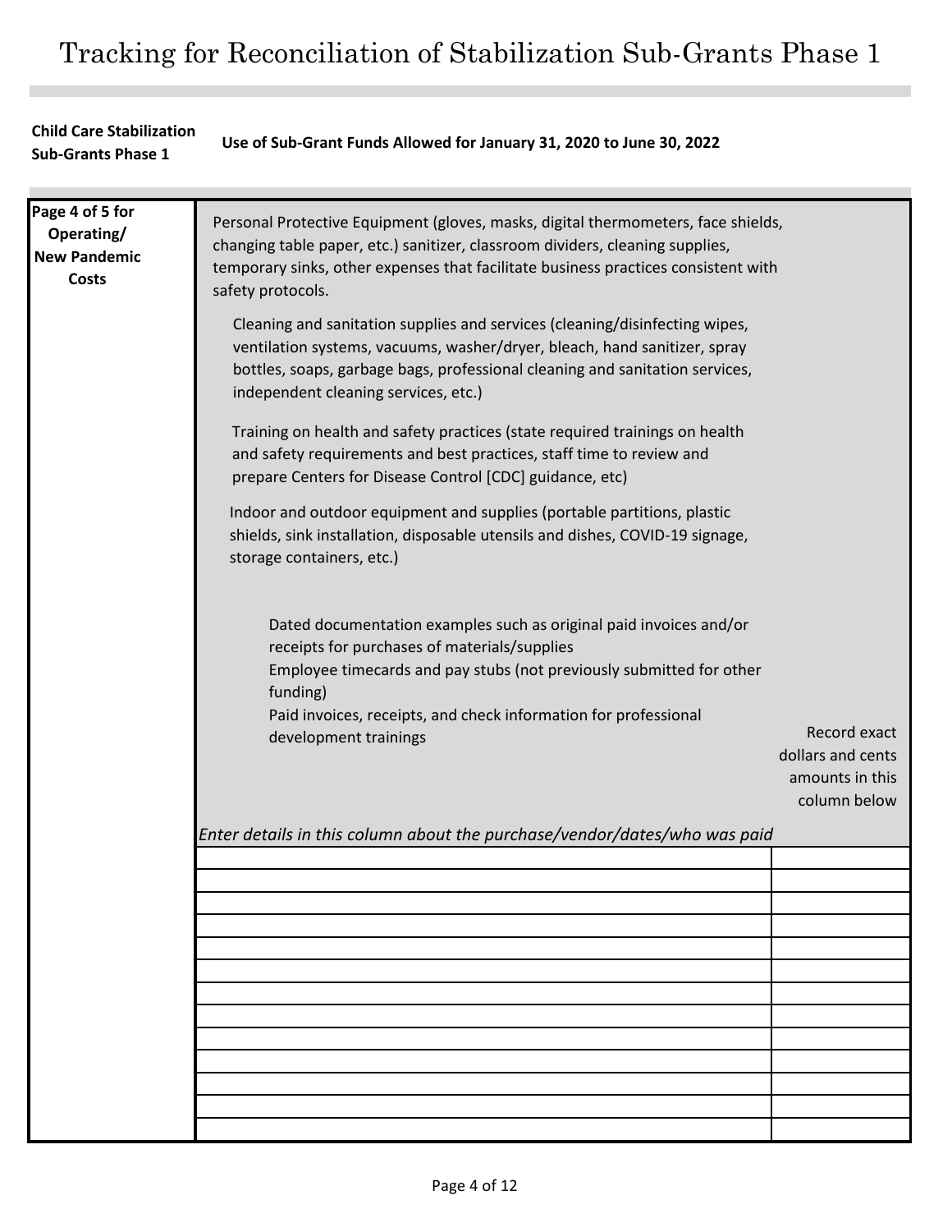# Tracking for Reconciliation of Stabilization Sub-Grants Phase 1

**Child Care Stabilization Sub-Grants Phase 1**

**Use of Sub-Grant Funds Allowed for January 31, 2020 to June 30, 2022**

**Page 4 of 5 for Operating/ New Pandemic Costs**

Personal Protective Equipment (gloves, masks, digital thermometers, face shields, changing table paper, etc.) sanitizer, classroom dividers, cleaning supplies, temporary sinks, other expenses that facilitate business practices consistent with safety protocols.

Cleaning and sanitation supplies and services (cleaning/disinfecting wipes, ventilation systems, vacuums, washer/dryer, bleach, hand sanitizer, spray bottles, soaps, garbage bags, professional cleaning and sanitation services, independent cleaning services, etc.)

Training on health and safety practices (state required trainings on health and safety requirements and best practices, staff time to review and prepare Centers for Disease Control [CDC] guidance, etc)

Indoor and outdoor equipment and supplies (portable partitions, plastic shields, sink installation, disposable utensils and dishes, COVID-19 signage, storage containers, etc.)

Dated documentation examples such as original paid invoices and/or receipts for purchases of materials/supplies
Employee timecards and pay stubs (not previously submitted for other funding)
Paid invoices, receipts, and check information for professional development trainings

| *Enter details in this column about the purchase/vendor/dates/who was paid* | Record exact dollars and cents amounts in this column below |
|---|---|
| | |
| | |
| | |
| | |
| | |
| | |
| | |
| | |
| | |
| | |
| | |
| | |
| | |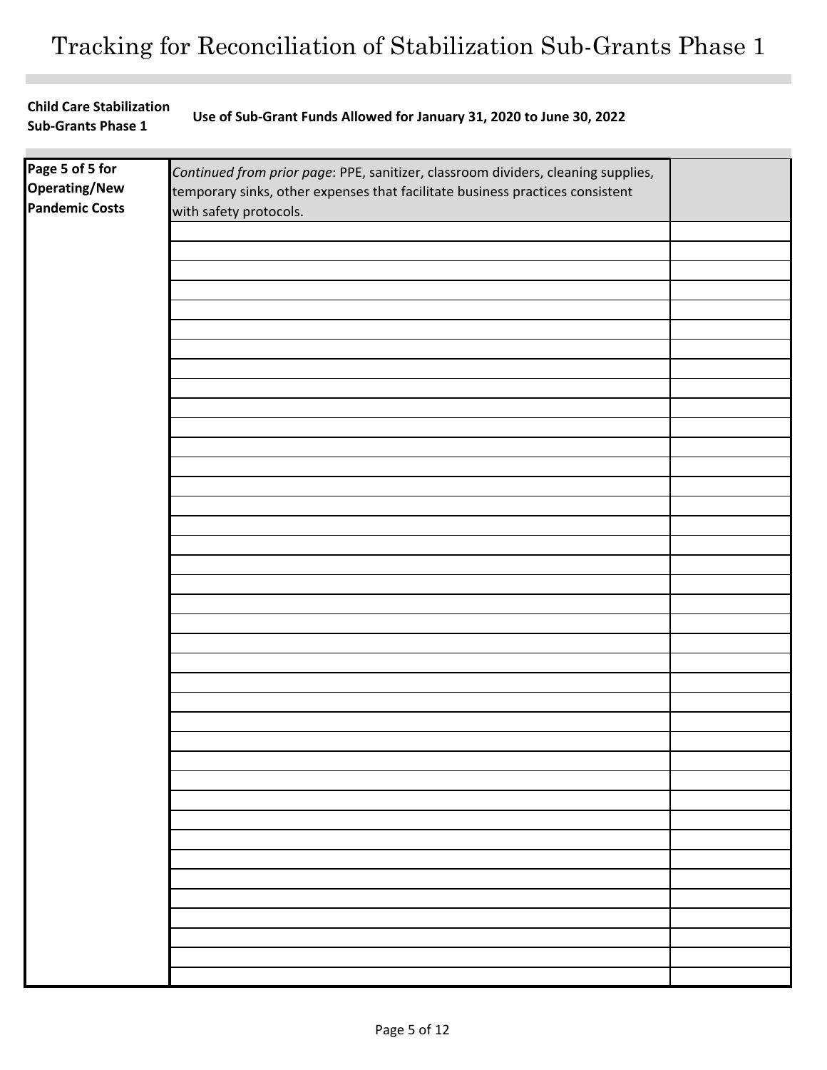# Tracking for Reconciliation of Stabilization Sub-Grants Phase 1

**Child Care Stabilization Sub-Grants Phase 1**

**Use of Sub-Grant Funds Allowed for January 31, 2020 to June 30, 2022**

| **Page 5 of 5 for Operating/New Pandemic Costs** | *Continued from prior page*: PPE, sanitizer, classroom dividers, cleaning supplies, temporary sinks, other expenses that facilitate business practices consistent with safety protocols. | |
|---|---|---|
| | | |
| | | |
| | | |
| | | |
| | | |
| | | |
| | | |
| | | |
| | | |
| | | |
| | | |
| | | |
| | | |
| | | |
| | | |
| | | |
| | | |
| | | |
| | | |
| | | |
| | | |
| | | |
| | | |
| | | |
| | | |
| | | |
| | | |
| | | |
| | | |
| | | |
| | | |
| | | |
| | | |
| | | |
| | | |
| | | |
| | | |
| | | |
| | | |
| | | |
| | | |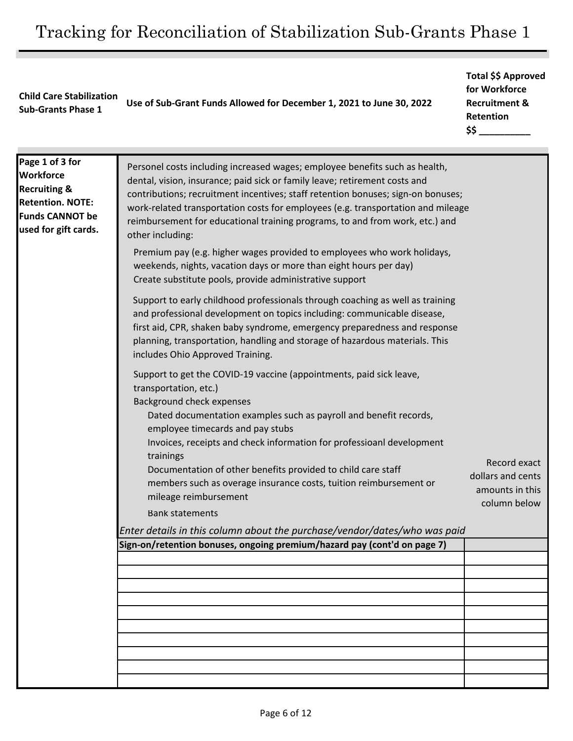# Tracking for Reconciliation of Stabilization Sub-Grants Phase 1

| **Child Care Stabilization Sub-Grants Phase 1** | **Use of Sub-Grant Funds Allowed for December 1, 2021 to June 30, 2022** | **Total $$ Approved for Workforce Recruitment & Retention $$ __________** |
|---|---|---|
| **Page 1 of 3 for Workforce Recruiting & Retention. NOTE: Funds CANNOT be used for gift cards.** | Personel costs including increased wages; employee benefits such as health, dental, vision, insurance; paid sick or family leave; retirement costs and contributions; recruitment incentives; staff retention bonuses; sign-on bonuses; work-related transportation costs for employees (e.g. transportation and mileage reimbursement for educational training programs, to and from work, etc.) and other including:<br><br>Premium pay (e.g. higher wages provided to employees who work holidays, weekends, nights, vacation days or more than eight hours per day)<br>Create substitute pools, provide administrative support<br><br>Support to early childhood professionals through coaching as well as training and professional development on topics including: communicable disease, first aid, CPR, shaken baby syndrome, emergency preparedness and response planning, transportation, handling and storage of hazardous materials. This includes Ohio Approved Training.<br><br>Support to get the COVID-19 vaccine (appointments, paid sick leave, transportation, etc.)<br>Background check expenses<br>Dated documentation examples such as payroll and benefit records, employee timecards and pay stubs<br>Invoices, receipts and check information for professioanl development trainings<br>Documentation of other benefits provided to child care staff members such as overage insurance costs, tuition reimbursement or mileage reimbursement<br>Bank statements<br><br>*Enter details in this column about the purchase/vendor/dates/who was paid* | Record exact dollars and cents amounts in this column below |
| | **Sign-on/retention bonuses, ongoing premium/hazard pay (cont'd on page 7)** | |
| | | |
| | | |
| | | |
| | | |
| | | |
| | | |
| | | |
| | | |
| | | |
| | | |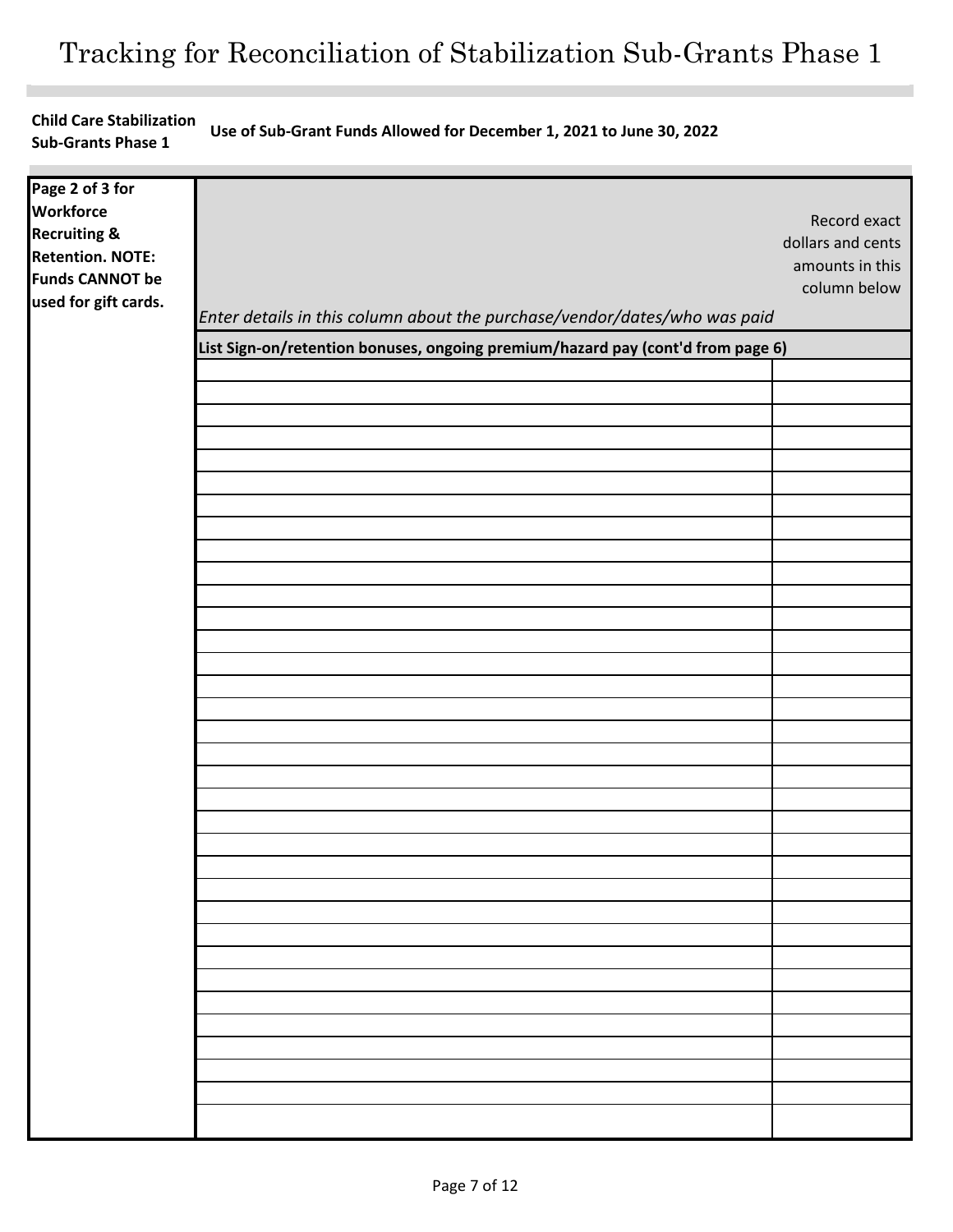# Tracking for Reconciliation of Stabilization Sub-Grants Phase 1

**Child Care Stabilization Sub-Grants Phase 1**

**Use of Sub-Grant Funds Allowed for December 1, 2021 to June 30, 2022**

**Page 2 of 3 for Workforce Recruiting & Retention. NOTE: Funds CANNOT be used for gift cards.**

| *Enter details in this column about the purchase/vendor/dates/who was paid* | Record exact dollars and cents amounts in this column below |
|---|---|
| **List Sign-on/retention bonuses, ongoing premium/hazard pay (cont'd from page 6)** | |
| | |
| | |
| | |
| | |
| | |
| | |
| | |
| | |
| | |
| | |
| | |
| | |
| | |
| | |
| | |
| | |
| | |
| | |
| | |
| | |
| | |
| | |
| | |
| | |
| | |
| | |
| | |
| | |
| | |
| | |
| | |
| | |
| | |
| | |
| | |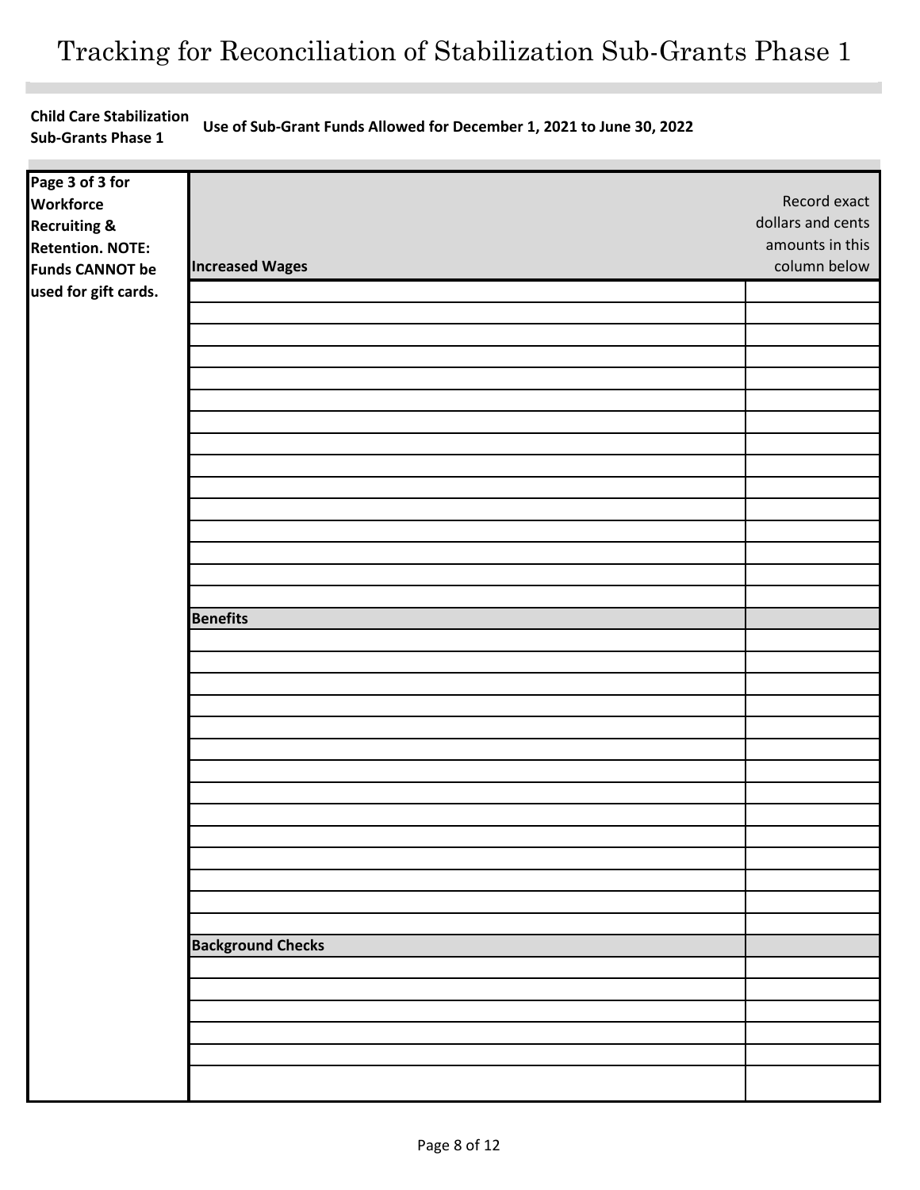# Tracking for Reconciliation of Stabilization Sub-Grants Phase 1

**Child Care Stabilization Sub-Grants Phase 1**

**Use of Sub-Grant Funds Allowed for December 1, 2021 to June 30, 2022**

| **Page 3 of 3 for Workforce Recruiting & Retention. NOTE: Funds CANNOT be used for gift cards.** | **Increased Wages** | Record exact dollars and cents amounts in this column below |
|---|---|---|
| | | |
| | | |
| | | |
| | | |
| | | |
| | | |
| | | |
| | | |
| | | |
| | | |
| | | |
| | | |
| | | |
| | | |
| | | |
| | **Benefits** | |
| | | |
| | | |
| | | |
| | | |
| | | |
| | | |
| | | |
| | | |
| | | |
| | | |
| | | |
| | | |
| | | |
| | | |
| | **Background Checks** | |
| | | |
| | | |
| | | |
| | | |
| | | |
| | | |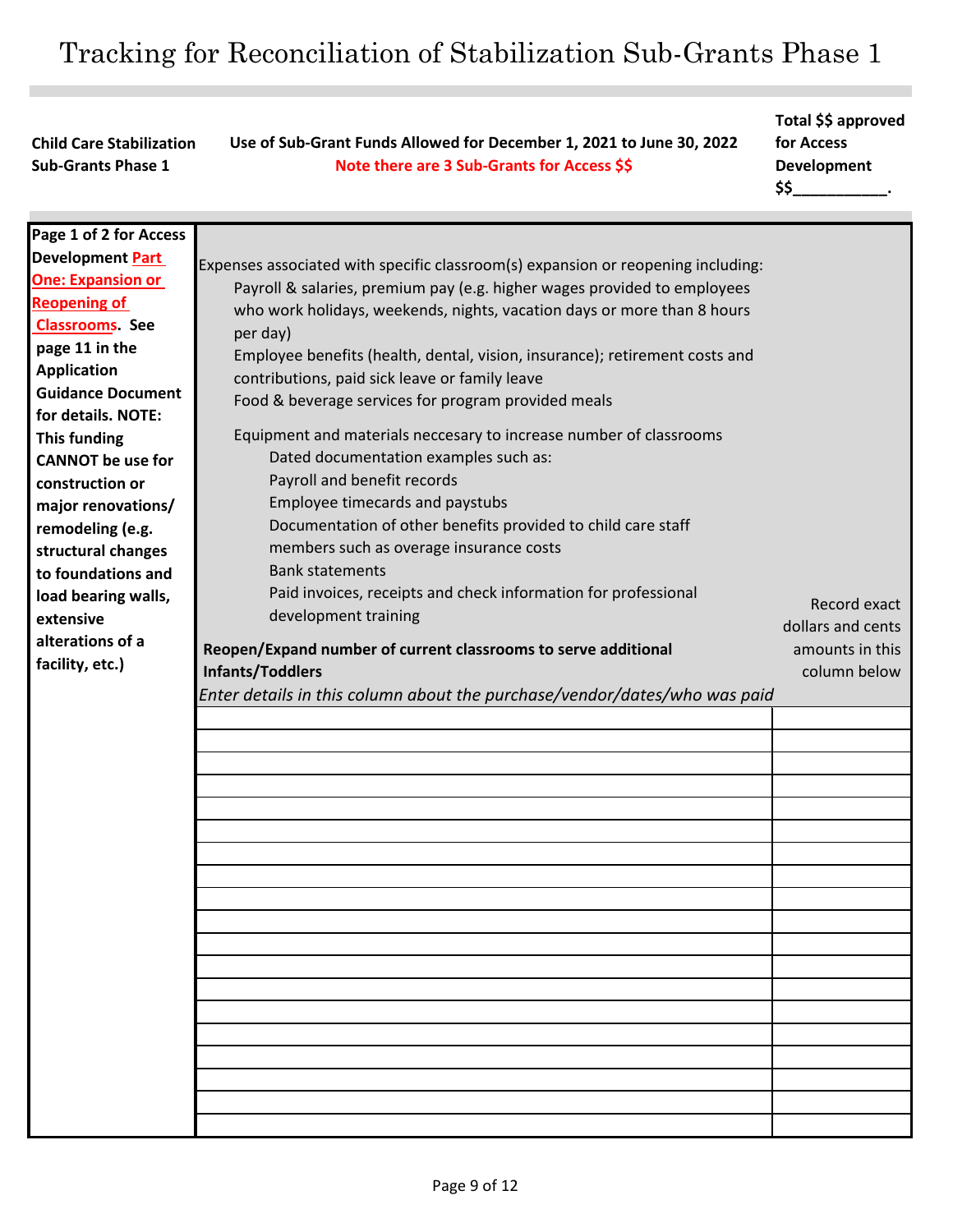# Tracking for Reconciliation of Stabilization Sub-Grants Phase 1

| **Child Care Stabilization Sub-Grants Phase 1** | **Use of Sub-Grant Funds Allowed for December 1, 2021 to June 30, 2022**<br>**Note there are 3 Sub-Grants for Access $$** | **Total $$ approved for Access Development $$__________.** |
|---|---|---|
| **Page 1 of 2 for Access Development Part One: Expansion or Reopening of Classrooms. See page 11 in the Application Guidance Document for details. NOTE: This funding CANNOT be use for construction or major renovations/ remodeling (e.g. structural changes to foundations and load bearing walls, extensive alterations of a facility, etc.)** | Expenses associated with specific classroom(s) expansion or reopening including:<br>Payroll & salaries, premium pay (e.g. higher wages provided to employees who work holidays, weekends, nights, vacation days or more than 8 hours per day)<br>Employee benefits (health, dental, vision, insurance); retirement costs and contributions, paid sick leave or family leave<br>Food & beverage services for program provided meals<br>Equipment and materials neccesary to increase number of classrooms<br>Dated documentation examples such as:<br>Payroll and benefit records<br>Employee timecards and paystubs<br>Documentation of other benefits provided to child care staff members such as overage insurance costs<br>Bank statements<br>Paid invoices, receipts and check information for professional development training<br>**Reopen/Expand number of current classrooms to serve additional Infants/Toddlers**<br>*Enter details in this column about the purchase/vendor/dates/who was paid* | Record exact dollars and cents amounts in this column below |
| | | |
| | | |
| | | |
| | | |
| | | |
| | | |
| | | |
| | | |
| | | |
| | | |
| | | |
| | | |
| | | |
| | | |
| | | |
| | | |
| | | |
| | | |
| | | |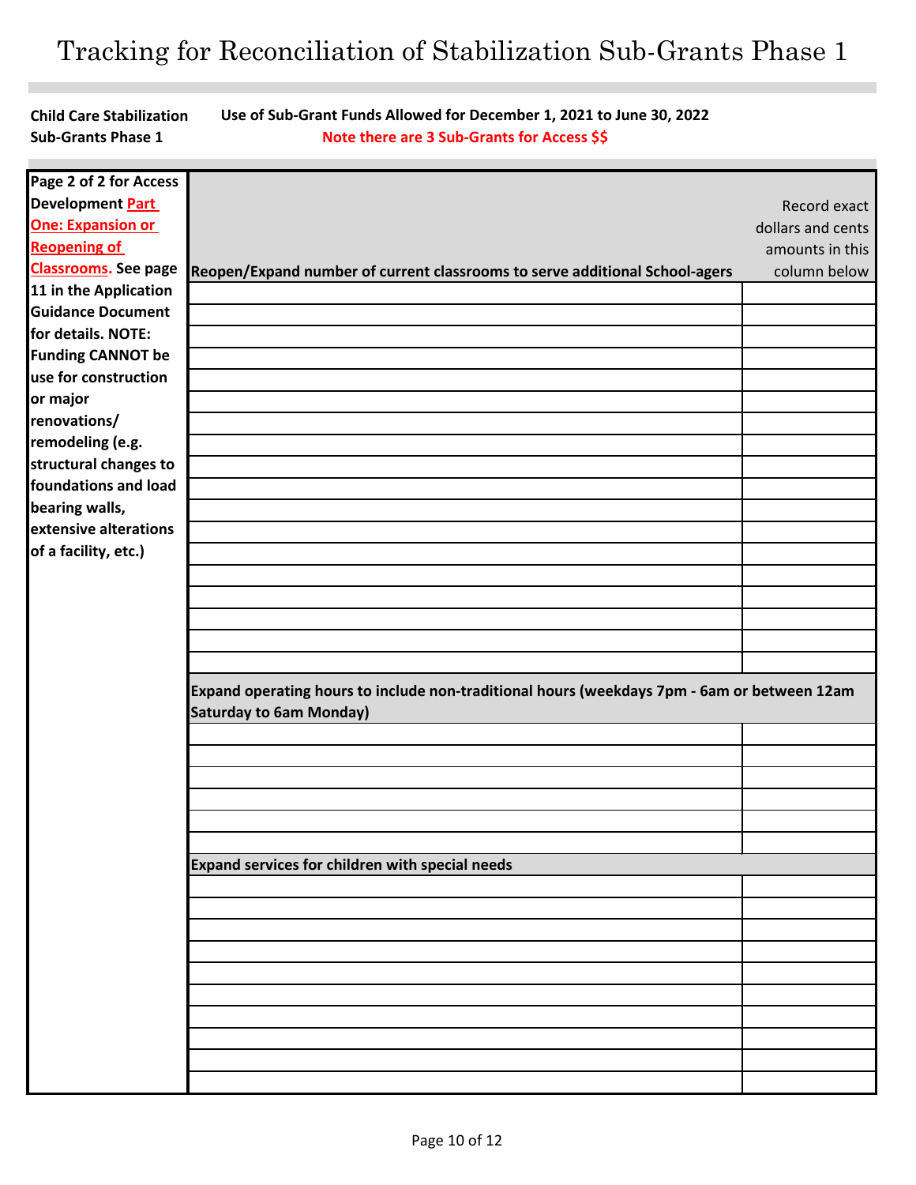# Tracking for Reconciliation of Stabilization Sub-Grants Phase 1

**Child Care Stabilization Sub-Grants Phase 1**

**Use of Sub-Grant Funds Allowed for December 1, 2021 to June 30, 2022**

**Note there are 3 Sub-Grants for Access $$**

| **Page 2 of 2 for Access Development Part One: Expansion or Reopening of Classrooms. See page 11 in the Application Guidance Document for details. NOTE: Funding CANNOT be use for construction or major renovations/ remodeling (e.g. structural changes to foundations and load bearing walls, extensive alterations of a facility, etc.)** | **Reopen/Expand number of current classrooms to serve additional School-agers** | Record exact dollars and cents amounts in this column below |
|---|---|---|
| | | |
| | | |
| | | |
| | | |
| | | |
| | | |
| | | |
| | | |
| | | |
| | | |
| | | |
| | | |
| | | |
| | | |
| | | |
| | | |
| | | |
| | **Expand operating hours to include non-traditional hours (weekdays 7pm - 6am or between 12am Saturday to 6am Monday)** | |
| | | |
| | | |
| | | |
| | | |
| | | |
| | | |
| | **Expand services for children with special needs** | |
| | | |
| | | |
| | | |
| | | |
| | | |
| | | |
| | | |
| | | |
| | | |
| | | |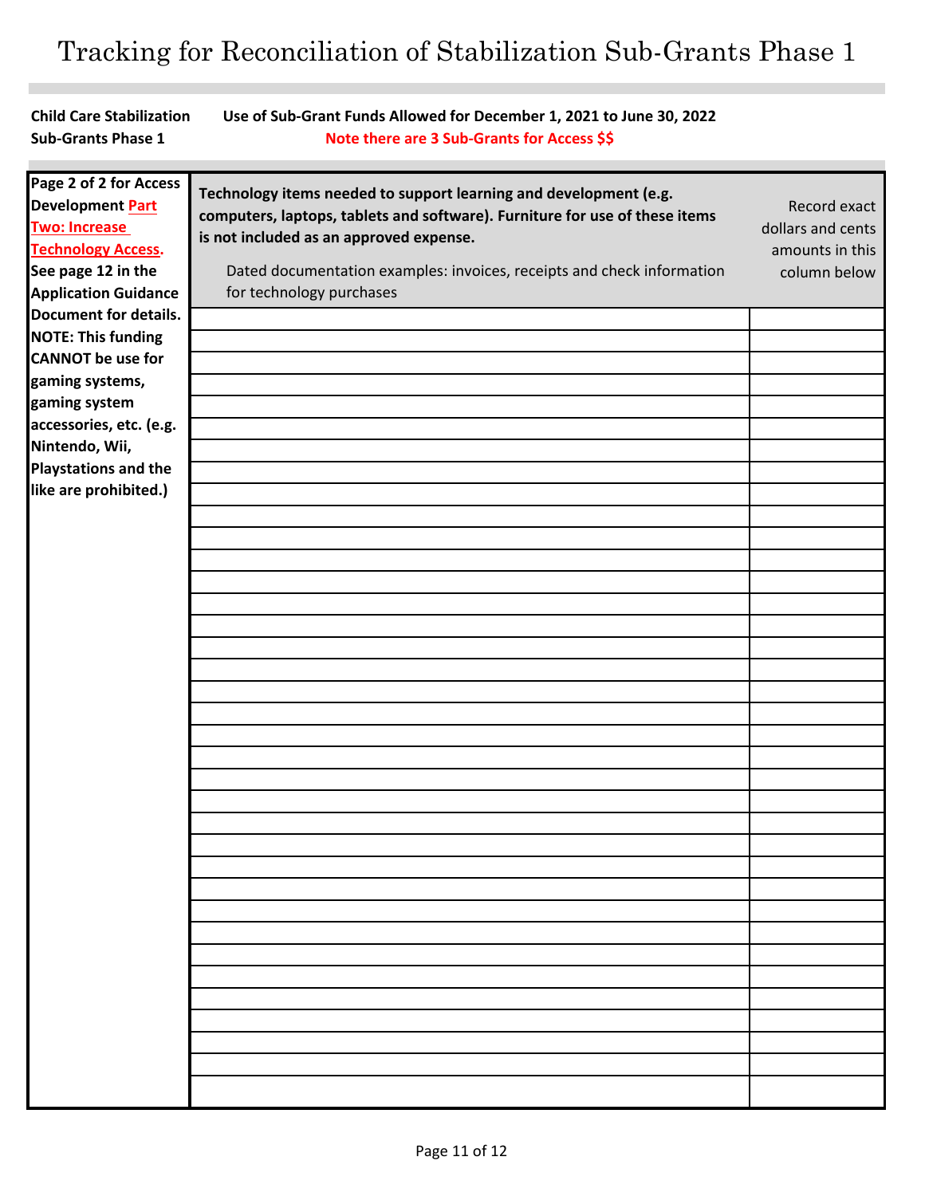# Tracking for Reconciliation of Stabilization Sub-Grants Phase 1

**Child Care Stabilization Sub-Grants Phase 1**

**Use of Sub-Grant Funds Allowed for December 1, 2021 to June 30, 2022**

**Note there are 3 Sub-Grants for Access $$**

| Page 2 of 2 for Access Development Part Two: Increase Technology Access. See page 12 in the Application Guidance Document for details. NOTE: This funding CANNOT be use for gaming systems, gaming system accessories, etc. (e.g. Nintendo, Wii, Playstations and the like are prohibited.) | **Technology items needed to support learning and development (e.g. computers, laptops, tablets and software). Furniture for use of these items is not included as an approved expense.** Dated documentation examples: invoices, receipts and check information for technology purchases | Record exact dollars and cents amounts in this column below |
|---|---|---|
| | | |
| | | |
| | | |
| | | |
| | | |
| | | |
| | | |
| | | |
| | | |
| | | |
| | | |
| | | |
| | | |
| | | |
| | | |
| | | |
| | | |
| | | |
| | | |
| | | |
| | | |
| | | |
| | | |
| | | |
| | | |
| | | |
| | | |
| | | |
| | | |
| | | |
| | | |
| | | |
| | | |
| | | |
| | | |
| | | |
| | | |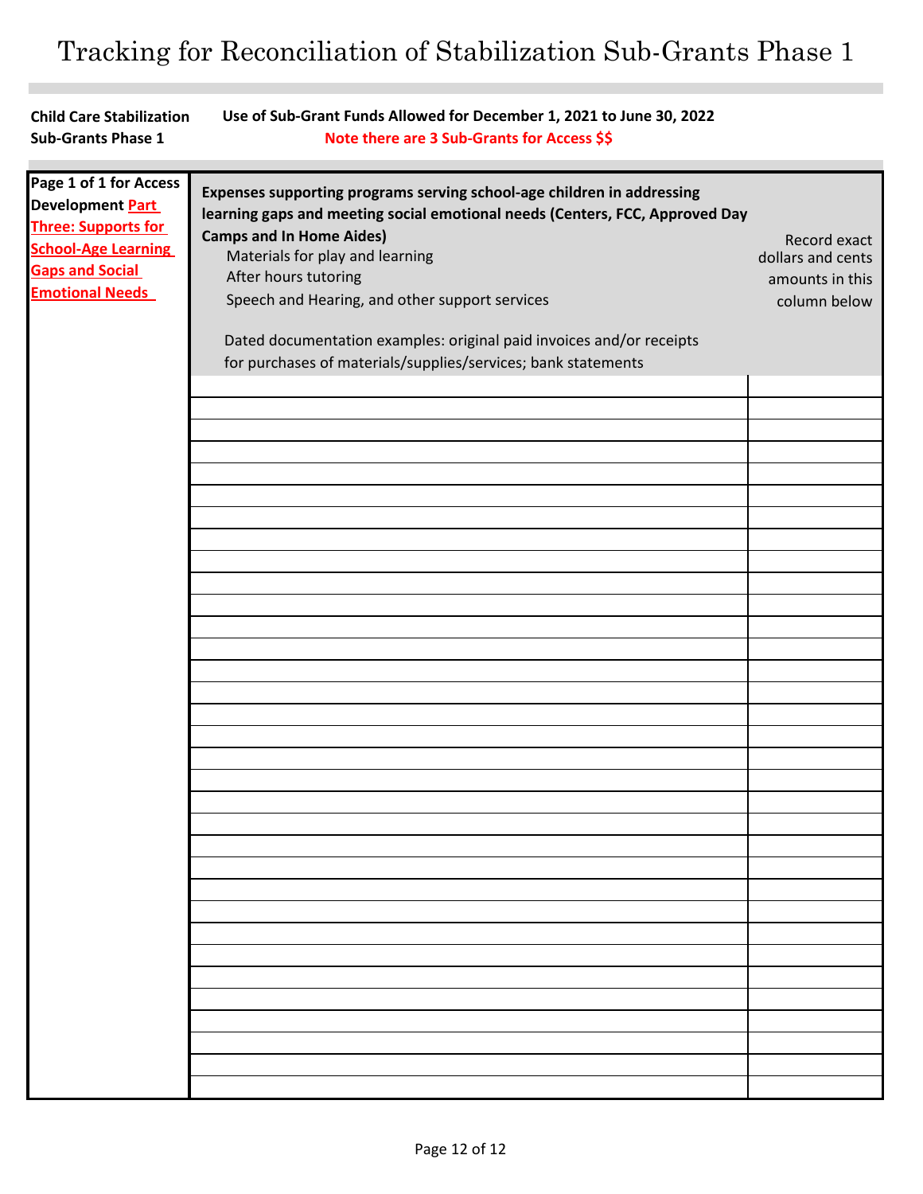# Tracking for Reconciliation of Stabilization Sub-Grants Phase 1

**Child Care Stabilization Sub-Grants Phase 1**

**Use of Sub-Grant Funds Allowed for December 1, 2021 to June 30, 2022**
**Note there are 3 Sub-Grants for Access $$**

| **Page 1 of 1 for Access Development Part Three: Supports for School-Age Learning Gaps and Social Emotional Needs** | **Expenses supporting programs serving school-age children in addressing learning gaps and meeting social emotional needs (Centers, FCC, Approved Day Camps and In Home Aides)**<br>Materials for play and learning<br>After hours tutoring<br>Speech and Hearing, and other support services<br><br>Dated documentation examples: original paid invoices and/or receipts for purchases of materials/supplies/services; bank statements | Record exact dollars and cents amounts in this column below |
|---|---|---|
| | | |
| | | |
| | | |
| | | |
| | | |
| | | |
| | | |
| | | |
| | | |
| | | |
| | | |
| | | |
| | | |
| | | |
| | | |
| | | |
| | | |
| | | |
| | | |
| | | |
| | | |
| | | |
| | | |
| | | |
| | | |
| | | |
| | | |
| | | |
| | | |
| | | |
| | | |
| | | |
| | | |
| | | |